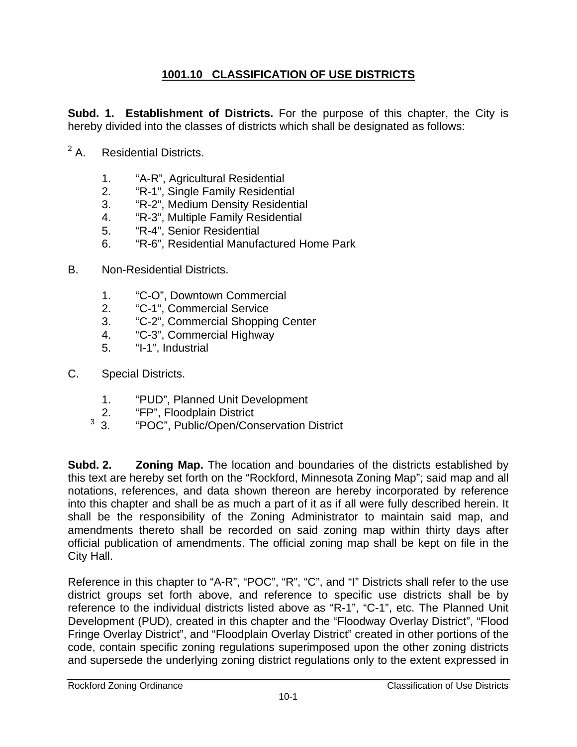# 1001.10 CLASSIFICATION OF USE DISTRICTS

**Subd. 1. Establishment of Districts.** For the purpose of this chapter, the City is hereby divided into the classes of districts which shall be designated as follows:

[2] A. Residential Districts.

1. "A-R", Agricultural Residential
2. "R-1", Single Family Residential
3. "R-2", Medium Density Residential
4. "R-3", Multiple Family Residential
5. "R-4", Senior Residential
6. "R-6", Residential Manufactured Home Park

B. Non-Residential Districts.

1. "C-O", Downtown Commercial
2. "C-1", Commercial Service
3. "C-2", Commercial Shopping Center
4. "C-3", Commercial Highway
5. "I-1", Industrial

C. Special Districts.

1. "PUD", Planned Unit Development
2. "FP", Floodplain District
3. [3] "POC", Public/Open/Conservation District

**Subd. 2. Zoning Map.** The location and boundaries of the districts established by this text are hereby set forth on the "Rockford, Minnesota Zoning Map"; said map and all notations, references, and data shown thereon are hereby incorporated by reference into this chapter and shall be as much a part of it as if all were fully described herein. It shall be the responsibility of the Zoning Administrator to maintain said map, and amendments thereto shall be recorded on said zoning map within thirty days after official publication of amendments. The official zoning map shall be kept on file in the City Hall.

Reference in this chapter to "A-R", "POC", "R", "C", and "I" Districts shall refer to the use district groups set forth above, and reference to specific use districts shall be by reference to the individual districts listed above as "R-1", "C-1", etc. The Planned Unit Development (PUD), created in this chapter and the "Floodway Overlay District", "Flood Fringe Overlay District", and "Floodplain Overlay District" created in other portions of the code, contain specific zoning regulations superimposed upon the other zoning districts and supersede the underlying zoning district regulations only to the extent expressed in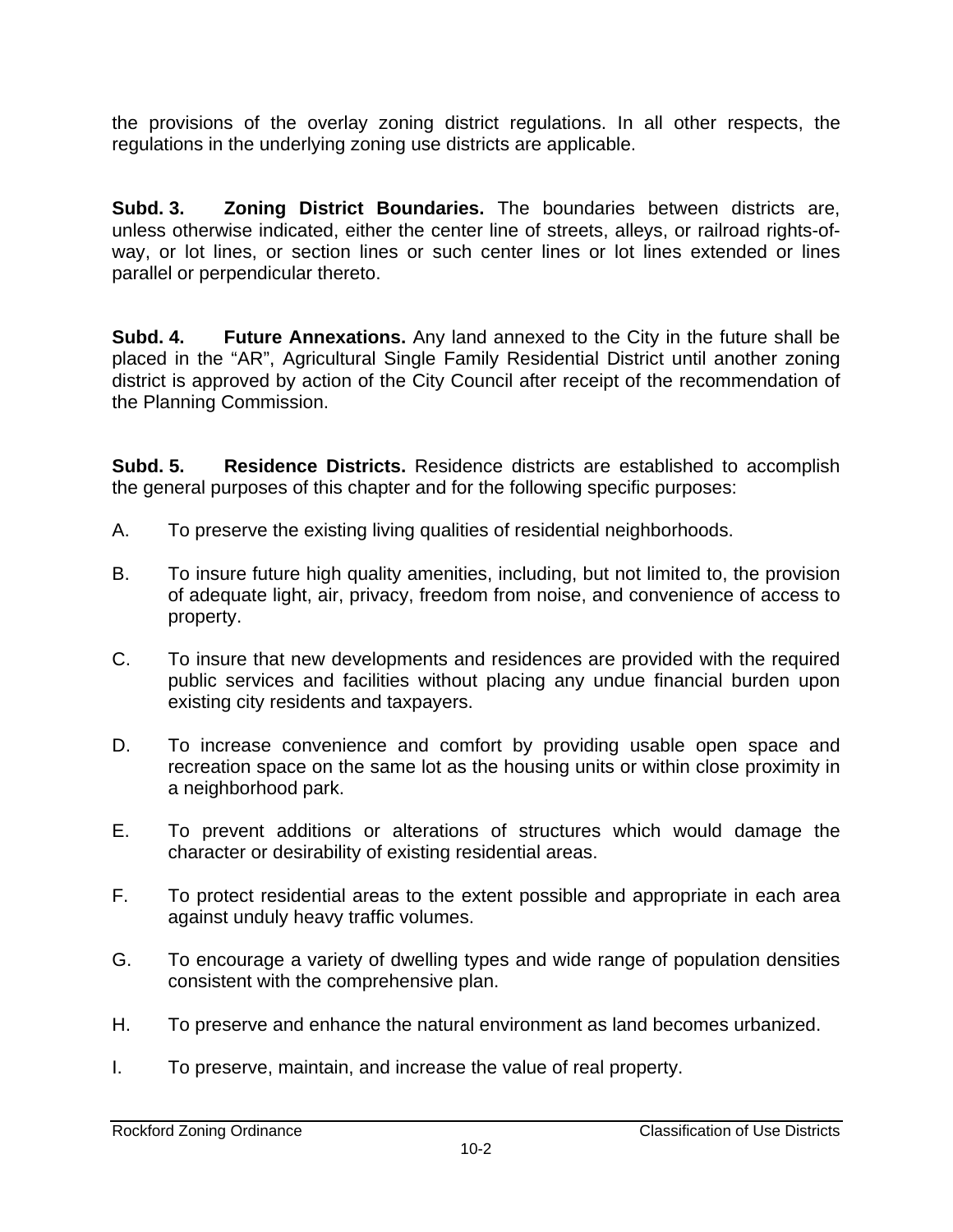the provisions of the overlay zoning district regulations. In all other respects, the regulations in the underlying zoning use districts are applicable.

**Subd. 3. Zoning District Boundaries.** The boundaries between districts are, unless otherwise indicated, either the center line of streets, alleys, or railroad rights-of-way, or lot lines, or section lines or such center lines or lot lines extended or lines parallel or perpendicular thereto.

**Subd. 4. Future Annexations.** Any land annexed to the City in the future shall be placed in the "AR", Agricultural Single Family Residential District until another zoning district is approved by action of the City Council after receipt of the recommendation of the Planning Commission.

**Subd. 5. Residence Districts.** Residence districts are established to accomplish the general purposes of this chapter and for the following specific purposes:

A. To preserve the existing living qualities of residential neighborhoods.

B. To insure future high quality amenities, including, but not limited to, the provision of adequate light, air, privacy, freedom from noise, and convenience of access to property.

C. To insure that new developments and residences are provided with the required public services and facilities without placing any undue financial burden upon existing city residents and taxpayers.

D. To increase convenience and comfort by providing usable open space and recreation space on the same lot as the housing units or within close proximity in a neighborhood park.

E. To prevent additions or alterations of structures which would damage the character or desirability of existing residential areas.

F. To protect residential areas to the extent possible and appropriate in each area against unduly heavy traffic volumes.

G. To encourage a variety of dwelling types and wide range of population densities consistent with the comprehensive plan.

H. To preserve and enhance the natural environment as land becomes urbanized.

I. To preserve, maintain, and increase the value of real property.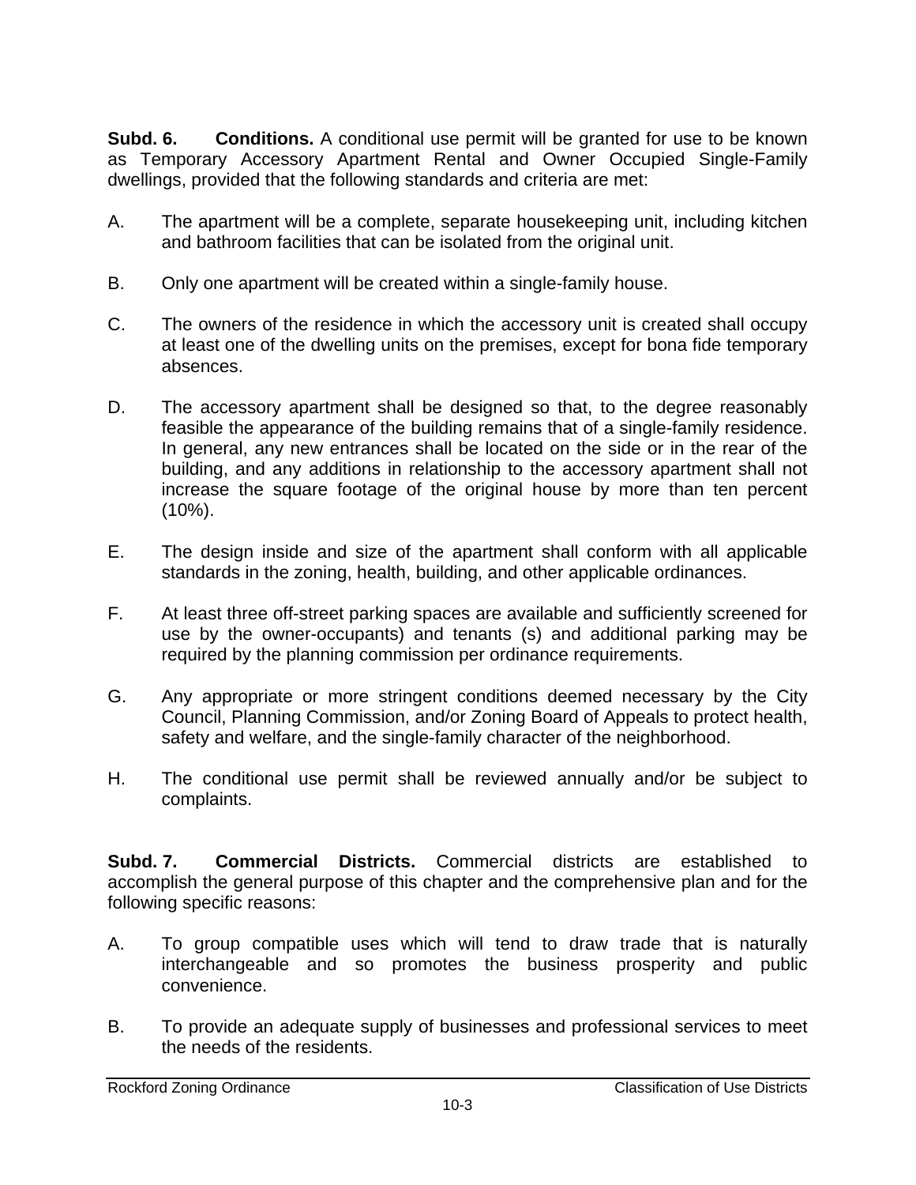**Subd. 6. Conditions.** A conditional use permit will be granted for use to be known as Temporary Accessory Apartment Rental and Owner Occupied Single-Family dwellings, provided that the following standards and criteria are met:

A. The apartment will be a complete, separate housekeeping unit, including kitchen and bathroom facilities that can be isolated from the original unit.

B. Only one apartment will be created within a single-family house.

C. The owners of the residence in which the accessory unit is created shall occupy at least one of the dwelling units on the premises, except for bona fide temporary absences.

D. The accessory apartment shall be designed so that, to the degree reasonably feasible the appearance of the building remains that of a single-family residence. In general, any new entrances shall be located on the side or in the rear of the building, and any additions in relationship to the accessory apartment shall not increase the square footage of the original house by more than ten percent (10%).

E. The design inside and size of the apartment shall conform with all applicable standards in the zoning, health, building, and other applicable ordinances.

F. At least three off-street parking spaces are available and sufficiently screened for use by the owner-occupants) and tenants (s) and additional parking may be required by the planning commission per ordinance requirements.

G. Any appropriate or more stringent conditions deemed necessary by the City Council, Planning Commission, and/or Zoning Board of Appeals to protect health, safety and welfare, and the single-family character of the neighborhood.

H. The conditional use permit shall be reviewed annually and/or be subject to complaints.

**Subd. 7. Commercial Districts.** Commercial districts are established to accomplish the general purpose of this chapter and the comprehensive plan and for the following specific reasons:

A. To group compatible uses which will tend to draw trade that is naturally interchangeable and so promotes the business prosperity and public convenience.

B. To provide an adequate supply of businesses and professional services to meet the needs of the residents.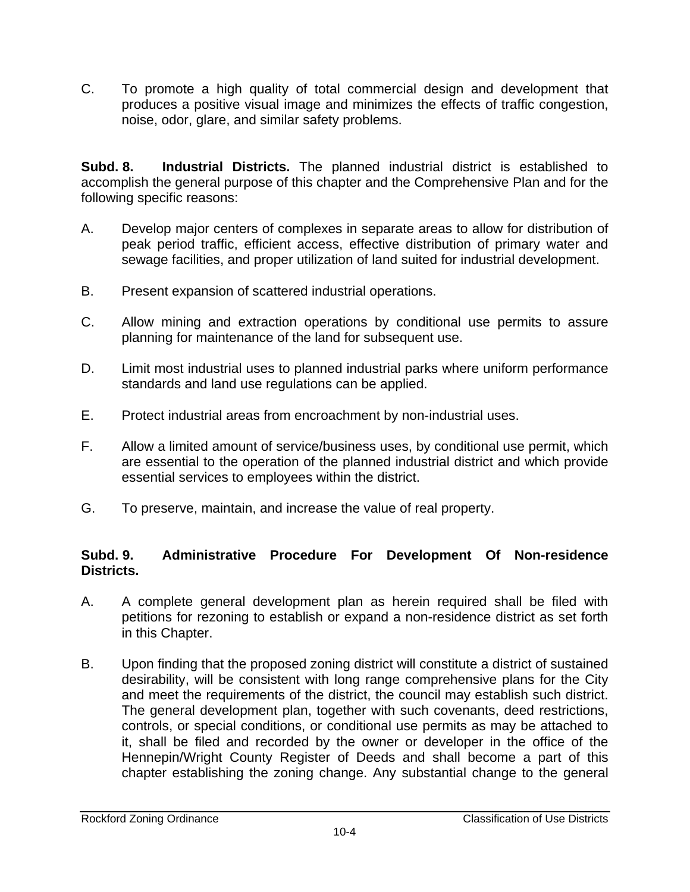C. To promote a high quality of total commercial design and development that produces a positive visual image and minimizes the effects of traffic congestion, noise, odor, glare, and similar safety problems.

**Subd. 8. Industrial Districts.** The planned industrial district is established to accomplish the general purpose of this chapter and the Comprehensive Plan and for the following specific reasons:

A. Develop major centers of complexes in separate areas to allow for distribution of peak period traffic, efficient access, effective distribution of primary water and sewage facilities, and proper utilization of land suited for industrial development.

B. Present expansion of scattered industrial operations.

C. Allow mining and extraction operations by conditional use permits to assure planning for maintenance of the land for subsequent use.

D. Limit most industrial uses to planned industrial parks where uniform performance standards and land use regulations can be applied.

E. Protect industrial areas from encroachment by non-industrial uses.

F. Allow a limited amount of service/business uses, by conditional use permit, which are essential to the operation of the planned industrial district and which provide essential services to employees within the district.

G. To preserve, maintain, and increase the value of real property.

**Subd. 9. Administrative Procedure For Development Of Non-residence Districts.**

A. A complete general development plan as herein required shall be filed with petitions for rezoning to establish or expand a non-residence district as set forth in this Chapter.

B. Upon finding that the proposed zoning district will constitute a district of sustained desirability, will be consistent with long range comprehensive plans for the City and meet the requirements of the district, the council may establish such district. The general development plan, together with such covenants, deed restrictions, controls, or special conditions, or conditional use permits as may be attached to it, shall be filed and recorded by the owner or developer in the office of the Hennepin/Wright County Register of Deeds and shall become a part of this chapter establishing the zoning change. Any substantial change to the general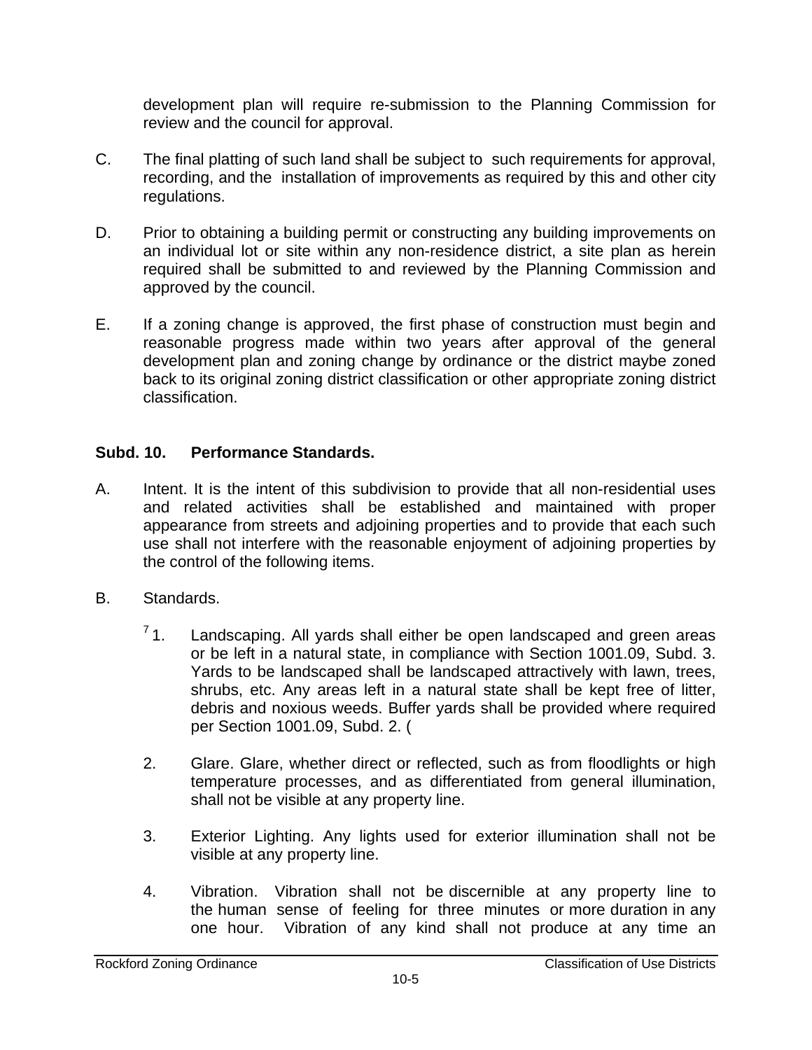development plan will require re-submission to the Planning Commission for review and the council for approval.

C. The final platting of such land shall be subject to such requirements for approval, recording, and the installation of improvements as required by this and other city regulations.

D. Prior to obtaining a building permit or constructing any building improvements on an individual lot or site within any non-residence district, a site plan as herein required shall be submitted to and reviewed by the Planning Commission and approved by the council.

E. If a zoning change is approved, the first phase of construction must begin and reasonable progress made within two years after approval of the general development plan and zoning change by ordinance or the district maybe zoned back to its original zoning district classification or other appropriate zoning district classification.

**Subd. 10. Performance Standards.**

A. Intent. It is the intent of this subdivision to provide that all non-residential uses and related activities shall be established and maintained with proper appearance from streets and adjoining properties and to provide that each such use shall not interfere with the reasonable enjoyment of adjoining properties by the control of the following items.

B. Standards.

[7] 1. Landscaping. All yards shall either be open landscaped and green areas or be left in a natural state, in compliance with Section 1001.09, Subd. 3. Yards to be landscaped shall be landscaped attractively with lawn, trees, shrubs, etc. Any areas left in a natural state shall be kept free of litter, debris and noxious weeds. Buffer yards shall be provided where required per Section 1001.09, Subd. 2. (

2. Glare. Glare, whether direct or reflected, such as from floodlights or high temperature processes, and as differentiated from general illumination, shall not be visible at any property line.

3. Exterior Lighting. Any lights used for exterior illumination shall not be visible at any property line.

4. Vibration. Vibration shall not be discernible at any property line to the human sense of feeling for three minutes or more duration in any one hour. Vibration of any kind shall not produce at any time an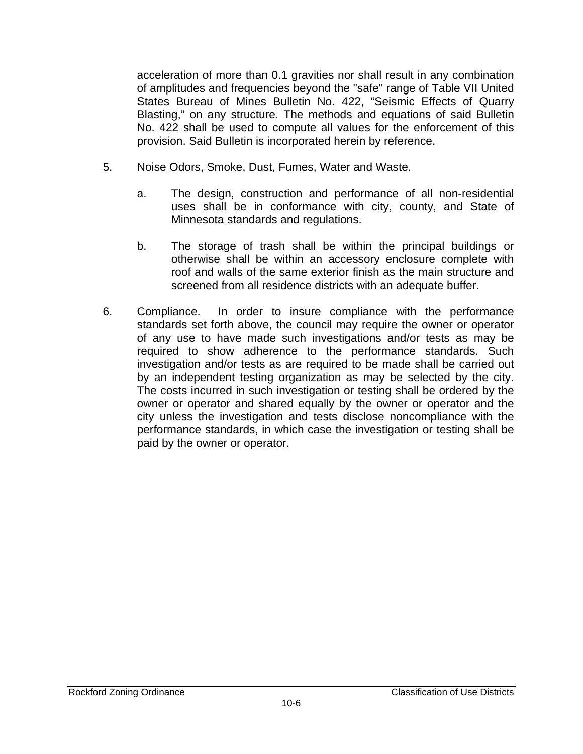acceleration of more than 0.1 gravities nor shall result in any combination of amplitudes and frequencies beyond the "safe" range of Table VII United States Bureau of Mines Bulletin No. 422, "Seismic Effects of Quarry Blasting," on any structure. The methods and equations of said Bulletin No. 422 shall be used to compute all values for the enforcement of this provision. Said Bulletin is incorporated herein by reference.

5. Noise Odors, Smoke, Dust, Fumes, Water and Waste.

   a. The design, construction and performance of all non-residential uses shall be in conformance with city, county, and State of Minnesota standards and regulations.

   b. The storage of trash shall be within the principal buildings or otherwise shall be within an accessory enclosure complete with roof and walls of the same exterior finish as the main structure and screened from all residence districts with an adequate buffer.

6. Compliance. In order to insure compliance with the performance standards set forth above, the council may require the owner or operator of any use to have made such investigations and/or tests as may be required to show adherence to the performance standards. Such investigation and/or tests as are required to be made shall be carried out by an independent testing organization as may be selected by the city. The costs incurred in such investigation or testing shall be ordered by the owner or operator and shared equally by the owner or operator and the city unless the investigation and tests disclose noncompliance with the performance standards, in which case the investigation or testing shall be paid by the owner or operator.